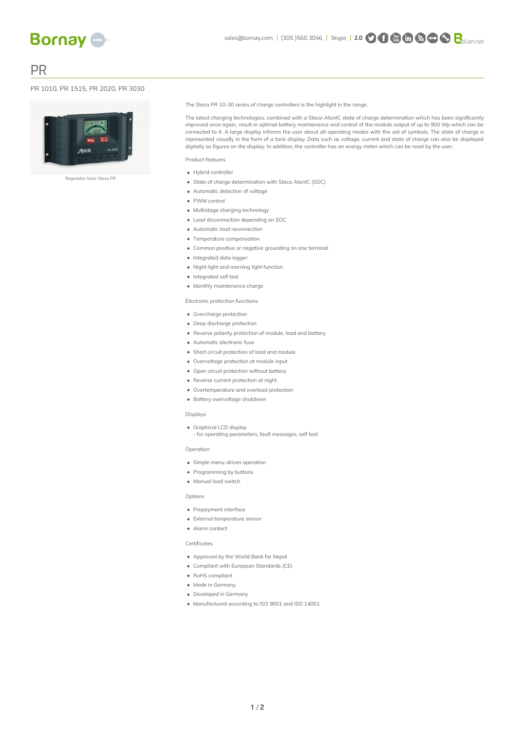# PR

PR 1010, PR 1515, PR 2020, PR 3030

Regulador Solar Steca PR

The Steca PR 10-30 series of charge controllers is the highlight in the range.

The latest charging technologies, combined with a Steca-AtonIC state of charge determination which has been significantly improved once again, result in optimal battery maintenance and control of the module output of up to 900 Wp which can be connected to it. A large display informs the user about all operating modes with the aid of symbols. The state of charge is represented visually in the form of a tank display. Data such as voltage, current and state of charge can also be displayed digitally as figures on the display. In addition, the controller has an energy meter which can be reset by the user.

Product features

- Hybrid controller
- State of charge determination with Steca AtonIC (SOC)
- Automatic detection of voltage
- PWM control
- Multistage charging technology
- Load disconnection depending on SOC
- Automatic load reconnection
- Temperature compensation
- Common positive or negative grounding on one terminal
- Integrated data logger
- Night light and morning light function
- Integrated self test
- Monthly maintenance charge

Electronic protection functions

- Overcharge protection
- Deep discharge protection
- Reverse polarity protection of module, load and battery
- Automatic electronic fuse
- Short circuit protection of load and module
- Overvoltage protection at module input
- Open circuit protection without battery
- Reverse current protection at night
- Overtemperature and overload protection
- Battery overvoltage shutdown

Displays

- Graphical LCD display
  - for operating parameters, fault messages, self test

Operation

- Simple menu-driven operation
- Programming by buttons
- Manual load switch

Options

- Prepayment interface
- External temperature sensor
- Alarm contact

Certificates

- Approved by the World Bank for Nepal
- Compliant with European Standards (CE)
- RoHS compliant
- Made in Germany
- Developed in Germany
- Manufactured according to ISO 9001 and ISO 14001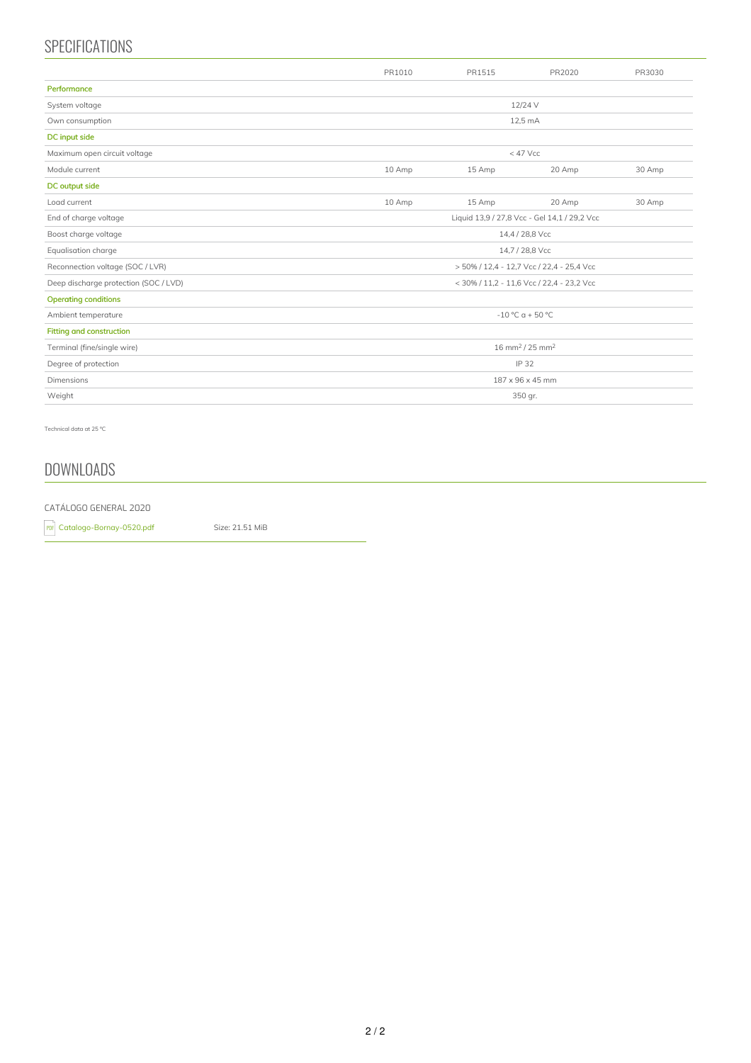## SPECIFICATIONS

| | PR1010 | PR1515 | PR2020 | PR3030 |
|---|---|---|---|---|
| **Performance** | | | | |
| System voltage | 12/24 V | | | |
| Own consumption | 12,5 mA | | | |
| **DC input side** | | | | |
| Maximum open circuit voltage | < 47 Vcc | | | |
| Module current | 10 Amp | 15 Amp | 20 Amp | 30 Amp |
| **DC output side** | | | | |
| Load current | 10 Amp | 15 Amp | 20 Amp | 30 Amp |
| End of charge voltage | Liquid 13,9 / 27,8 Vcc - Gel 14,1 / 29,2 Vcc | | | |
| Boost charge voltage | 14,4 / 28,8 Vcc | | | |
| Equalisation charge | 14,7 / 28,8 Vcc | | | |
| Reconnection voltage (SOC / LVR) | > 50% / 12,4 - 12,7 Vcc / 22,4 - 25,4 Vcc | | | |
| Deep discharge protection (SOC / LVD) | < 30% / 11,2 - 11,6 Vcc / 22,4 - 23,2 Vcc | | | |
| **Operating conditions** | | | | |
| Ambient temperature | -10 °C a + 50 °C | | | |
| **Fitting and construction** | | | | |
| Terminal (fine/single wire) | 16 $mm^2$ / 25 $mm^2$ | | | |
| Degree of protection | IP 32 | | | |
| Dimensions | 187 x 96 x 45 mm | | | |
| Weight | 350 gr. | | | |

Technical data at 25 °C

## DOWNLOADS

CATÁLOGO GENERAL 2020

Catalogo-Bornay-0520.pdf Size: 21.51 MiB